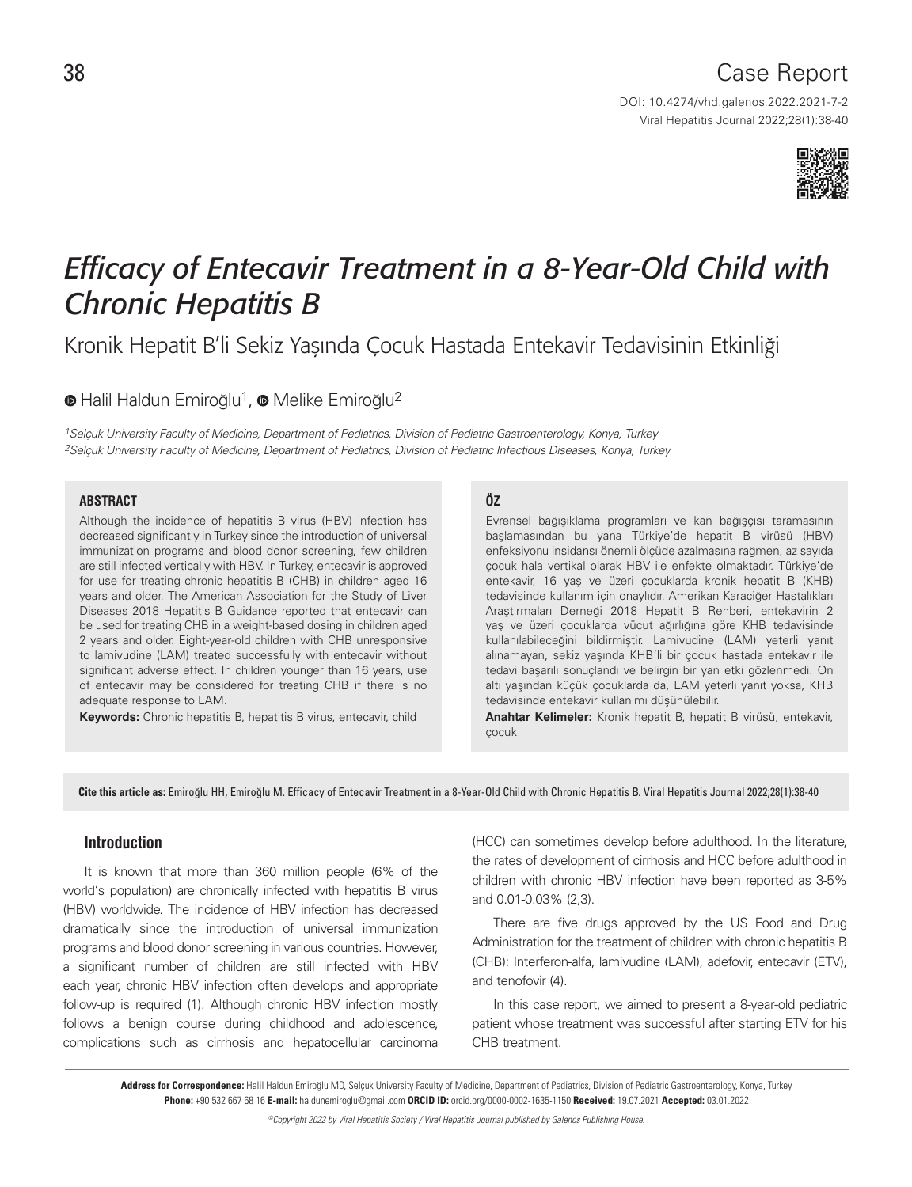Case Report

DOI: 10.4274/vhd.galenos.2022.2021-7-2

# *Efficacy of Entecavir Treatment in a 8-Year-Old Child with Chronic Hepatitis B*

## Kronik Hepatit B'li Sekiz Yaşında Çocuk Hastada Entekavir Tedavisinin Etkinliği

Halil Haldun Emiroğlu[1], Melike Emiroğlu[2]

*[1]Selçuk University Faculty of Medicine, Department of Pediatrics, Division of Pediatric Gastroenterology, Konya, Turkey*
*[2]Selçuk University Faculty of Medicine, Department of Pediatrics, Division of Pediatric Infectious Diseases, Konya, Turkey*

### ABSTRACT

Although the incidence of hepatitis B virus (HBV) infection has decreased significantly in Turkey since the introduction of universal immunization programs and blood donor screening, few children are still infected vertically with HBV. In Turkey, entecavir is approved for use for treating chronic hepatitis B (CHB) in children aged 16 years and older. The American Association for the Study of Liver Diseases 2018 Hepatitis B Guidance reported that entecavir can be used for treating CHB in a weight-based dosing in children aged 2 years and older. Eight-year-old children with CHB unresponsive to lamivudine (LAM) treated successfully with entecavir without significant adverse effect. In children younger than 16 years, use of entecavir may be considered for treating CHB if there is no adequate response to LAM.

**Keywords:** Chronic hepatitis B, hepatitis B virus, entecavir, child

### ÖZ

Evrensel bağışıklama programları ve kan bağışçısı taramasının başlamasından bu yana Türkiye'de hepatit B virüsü (HBV) enfeksiyonu insidansı önemli ölçüde azalmasına rağmen, az sayıda çocuk hala vertikal olarak HBV ile enfekte olmaktadır. Türkiye'de entekavir, 16 yaş ve üzeri çocuklarda kronik hepatit B (KHB) tedavisinde kullanım için onaylıdır. Amerikan Karaciğer Hastalıkları Araştırmaları Derneği 2018 Hepatit B Rehberi, entekavirin 2 yaş ve üzeri çocuklarda vücut ağırlığına göre KHB tedavisinde kullanılabileceğini bildirmiştir. Lamivudine (LAM) yeterli yanıt alınamayan, sekiz yaşında KHB'li bir çocuk hastada entekavir ile tedavi başarılı sonuçlandı ve belirgin bir yan etki gözlenmedi. On altı yaşından küçük çocuklarda da, LAM yeterli yanıt yoksa, KHB tedavisinde entekavir kullanımı düşünülebilir.

**Anahtar Kelimeler:** Kronik hepatit B, hepatit B virüsü, entekavir, çocuk

**Cite this article as:** Emiroğlu HH, Emiroğlu M. Efficacy of Entecavir Treatment in a 8-Year-Old Child with Chronic Hepatitis B. Viral Hepatitis Journal 2022;28(1):38-40

## Introduction

It is known that more than 360 million people (6% of the world's population) are chronically infected with hepatitis B virus (HBV) worldwide. The incidence of HBV infection has decreased dramatically since the introduction of universal immunization programs and blood donor screening in various countries. However, a significant number of children are still infected with HBV each year, chronic HBV infection often develops and appropriate follow-up is required (1). Although chronic HBV infection mostly follows a benign course during childhood and adolescence, complications such as cirrhosis and hepatocellular carcinoma (HCC) can sometimes develop before adulthood. In the literature, the rates of development of cirrhosis and HCC before adulthood in children with chronic HBV infection have been reported as 3-5% and 0.01-0.03% (2,3).

There are five drugs approved by the US Food and Drug Administration for the treatment of children with chronic hepatitis B (CHB): Interferon-alfa, lamivudine (LAM), adefovir, entecavir (ETV), and tenofovir (4).

In this case report, we aimed to present a 8-year-old pediatric patient whose treatment was successful after starting ETV for his CHB treatment.

**Address for Correspondence:** Halil Haldun Emiroğlu MD, Selçuk University Faculty of Medicine, Department of Pediatrics, Division of Pediatric Gastroenterology, Konya, Turkey
**Phone:** +90 532 667 68 16 **E-mail:** haldunemiroglu@gmail.com **ORCID ID:** orcid.org/0000-0002-1635-1150 **Received:** 19.07.2021 **Accepted:** 03.01.2022

*©Copyright 2022 by Viral Hepatitis Society / Viral Hepatitis Journal published by Galenos Publishing House.*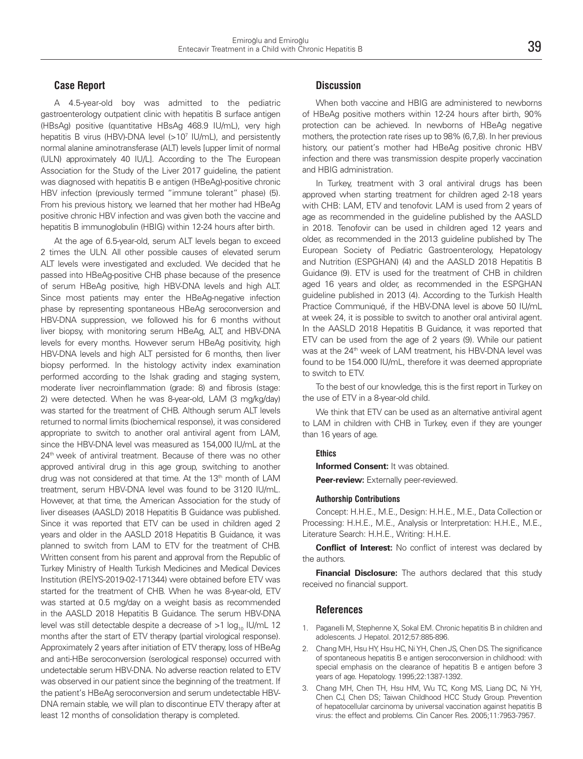## Case Report

A 4.5-year-old boy was admitted to the pediatric gastroenterology outpatient clinic with hepatitis B surface antigen (HBsAg) positive (quantitative HBsAg 468.9 IU/mL), very high hepatitis B virus (HBV)-DNA level (>$10^7$ IU/mL), and persistently normal alanine aminotransferase (ALT) levels [upper limit of normal (ULN) approximately 40 IU/L]. According to the The European Association for the Study of the Liver 2017 guideline, the patient was diagnosed with hepatitis B e antigen (HBeAg)-positive chronic HBV infection (previously termed "immune tolerant" phase) (5). From his previous history, we learned that her mother had HBeAg positive chronic HBV infection and was given both the vaccine and hepatitis B immunoglobulin (HBIG) within 12-24 hours after birth.

At the age of 6.5-year-old, serum ALT levels began to exceed 2 times the ULN. All other possible causes of elevated serum ALT levels were investigated and excluded. We decided that he passed into HBeAg-positive CHB phase because of the presence of serum HBeAg positive, high HBV-DNA levels and high ALT. Since most patients may enter the HBeAg-negative infection phase by representing spontaneous HBeAg seroconversion and HBV-DNA suppression, we followed his for 6 months without liver biopsy, with monitoring serum HBeAg, ALT, and HBV-DNA levels for every months. However serum HBeAg positivity, high HBV-DNA levels and high ALT persisted for 6 months, then liver biopsy performed. In the histology activity index examination performed according to the Ishak grading and staging system, moderate liver necroinflammation (grade: 8) and fibrosis (stage: 2) were detected. When he was 8-year-old, LAM (3 mg/kg/day) was started for the treatment of CHB. Although serum ALT levels returned to normal limits (biochemical response), it was considered appropriate to switch to another oral antiviral agent from LAM, since the HBV-DNA level was measured as 154,000 IU/mL at the 24[th] week of antiviral treatment. Because of there was no other approved antiviral drug in this age group, switching to another drug was not considered at that time. At the 13[th] month of LAM treatment, serum HBV-DNA level was found to be 3120 IU/mL. However, at that time, the American Association for the study of liver diseases (AASLD) 2018 Hepatitis B Guidance was published. Since it was reported that ETV can be used in children aged 2 years and older in the AASLD 2018 Hepatitis B Guidance, it was planned to switch from LAM to ETV for the treatment of CHB. Written consent from his parent and approval from the Republic of Turkey Ministry of Health Turkish Medicines and Medical Devices Institution (REİYS-2019-02-171344) were obtained before ETV was started for the treatment of CHB. When he was 8-year-old, ETV was started at 0.5 mg/day on a weight basis as recommended in the AASLD 2018 Hepatitis B Guidance. The serum HBV-DNA level was still detectable despite a decrease of >1 $\log_{10}$ IU/mL 12 months after the start of ETV therapy (partial virological response). Approximately 2 years after initiation of ETV therapy, loss of HBeAg and anti-HBe seroconversion (serological response) occurred with undetectable serum HBV-DNA. No adverse reaction related to ETV was observed in our patient since the beginning of the treatment. If the patient's HBeAg seroconversion and serum undetectable HBV-DNA remain stable, we will plan to discontinue ETV therapy after at least 12 months of consolidation therapy is completed.

## Discussion

When both vaccine and HBIG are administered to newborns of HBeAg positive mothers within 12-24 hours after birth, 90% protection can be achieved. In newborns of HBeAg negative mothers, the protection rate rises up to 98% (6,7,8). In her previous history, our patient's mother had HBeAg positive chronic HBV infection and there was transmission despite properly vaccination and HBIG administration.

In Turkey, treatment with 3 oral antiviral drugs has been approved when starting treatment for children aged 2-18 years with CHB: LAM, ETV and tenofovir. LAM is used from 2 years of age as recommended in the guideline published by the AASLD in 2018. Tenofovir can be used in children aged 12 years and older, as recommended in the 2013 guideline published by The European Society of Pediatric Gastroenterology, Hepatology and Nutrition (ESPGHAN) (4) and the AASLD 2018 Hepatitis B Guidance (9). ETV is used for the treatment of CHB in children aged 16 years and older, as recommended in the ESPGHAN guideline published in 2013 (4). According to the Turkish Health Practice Communiqué, if the HBV-DNA level is above 50 IU/mL at week 24, it is possible to switch to another oral antiviral agent. In the AASLD 2018 Hepatitis B Guidance, it was reported that ETV can be used from the age of 2 years (9). While our patient was at the 24[th] week of LAM treatment, his HBV-DNA level was found to be 154.000 IU/mL, therefore it was deemed appropriate to switch to ETV.

To the best of our knowledge, this is the first report in Turkey on the use of ETV in a 8-year-old child.

We think that ETV can be used as an alternative antiviral agent to LAM in children with CHB in Turkey, even if they are younger than 16 years of age.

#### Ethics

**Informed Consent:** It was obtained.

**Peer-review:** Externally peer-reviewed.

#### Authorship Contributions

Concept: H.H.E., M.E., Design: H.H.E., M.E., Data Collection or Processing: H.H.E., M.E., Analysis or Interpretation: H.H.E., M.E., Literature Search: H.H.E., Writing: H.H.E.

**Conflict of Interest:** No conflict of interest was declared by the authors.

**Financial Disclosure:** The authors declared that this study received no financial support.

## References

1. Paganelli M, Stephenne X, Sokal EM. Chronic hepatitis B in children and adolescents. J Hepatol. 2012;57:885-896.
2. Chang MH, Hsu HY, Hsu HC, Ni YH, Chen JS, Chen DS. The significance of spontaneous hepatitis B e antigen seroconversion in childhood: with special emphasis on the clearance of hepatitis B e antigen before 3 years of age. Hepatology. 1995;22:1387-1392.
3. Chang MH, Chen TH, Hsu HM, Wu TC, Kong MS, Liang DC, Ni YH, Chen CJ, Chen DS; Taiwan Childhood HCC Study Group. Prevention of hepatocellular carcinoma by universal vaccination against hepatitis B virus: the effect and problems. Clin Cancer Res. 2005;11:7953-7957.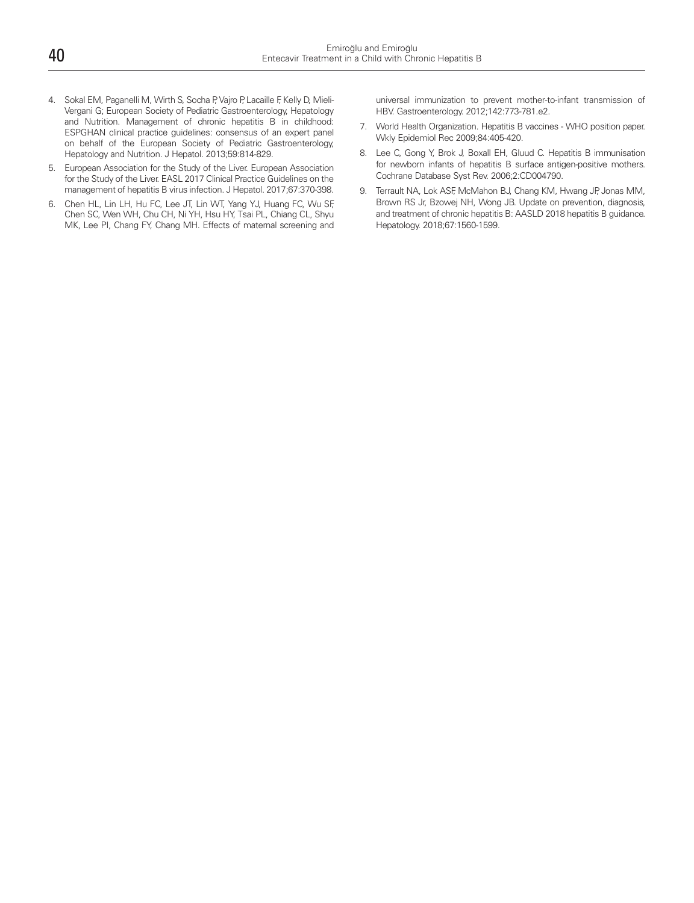4. Sokal EM, Paganelli M, Wirth S, Socha P, Vajro P, Lacaille F, Kelly D, Mieli-Vergani G; European Society of Pediatric Gastroenterology, Hepatology and Nutrition. Management of chronic hepatitis B in childhood: ESPGHAN clinical practice guidelines: consensus of an expert panel on behalf of the European Society of Pediatric Gastroenterology, Hepatology and Nutrition. J Hepatol. 2013;59:814-829.
5. European Association for the Study of the Liver. European Association for the Study of the Liver. EASL 2017 Clinical Practice Guidelines on the management of hepatitis B virus infection. J Hepatol. 2017;67:370-398.
6. Chen HL, Lin LH, Hu FC, Lee JT, Lin WT, Yang YJ, Huang FC, Wu SF, Chen SC, Wen WH, Chu CH, Ni YH, Hsu HY, Tsai PL, Chiang CL, Shyu MK, Lee PI, Chang FY, Chang MH. Effects of maternal screening and universal immunization to prevent mother-to-infant transmission of HBV. Gastroenterology. 2012;142:773-781.e2.
7. World Health Organization. Hepatitis B vaccines - WHO position paper. Wkly Epidemiol Rec 2009;84:405-420.
8. Lee C, Gong Y, Brok J, Boxall EH, Gluud C. Hepatitis B immunisation for newborn infants of hepatitis B surface antigen-positive mothers. Cochrane Database Syst Rev. 2006;2:CD004790.
9. Terrault NA, Lok ASF, McMahon BJ, Chang KM, Hwang JP, Jonas MM, Brown RS Jr, Bzowej NH, Wong JB. Update on prevention, diagnosis, and treatment of chronic hepatitis B: AASLD 2018 hepatitis B guidance. Hepatology. 2018;67:1560-1599.